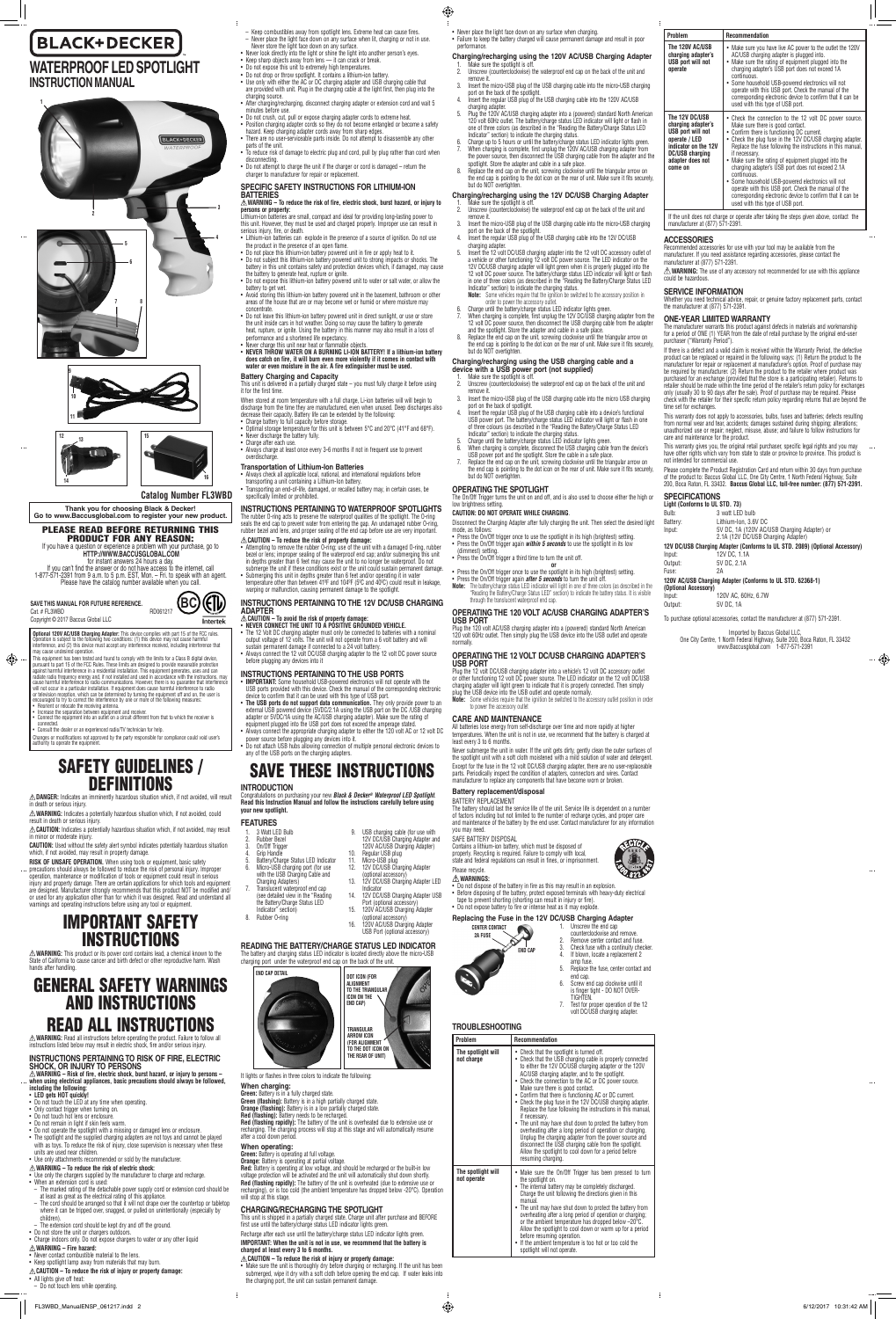# BLACK+DECKER

# WATERPROOF LED SPOTLIGHT INSTRUCTION MANUAL

**Catalog Number FL3WBD**

**Thank you for choosing Black & Decker! Go to www.Baccusglobal.com to register your new product.**

## PLEASE READ BEFORE RETURNING THIS PRODUCT FOR ANY REASON:

If you have a question or experience a problem with your purchase, go to **HTTP://WWW.BACCUSGLOBAL.COM** for instant answers 24 hours a day. If you can't find the answer or do not have access to the internet, call 1-877-571-2391 from 9 a.m. to 5 p.m. EST, Mon. – Fri. to speak with an agent. Please have the catalog number available when you call.

**SAVE THIS MANUAL FOR FUTURE REFERENCE.**

Cat. # FL3WBD RD061217

Copyright © 2017 Baccus Global LLC

**Optional 120V AC/USB Charging Adapter:** This device complies with part 15 of the FCC rules. Operation is subject to the following two conditions: (1) this device may not cause harmful interference, and (2) this device must accept any interference received, including interference that may cause undesired operation.

This equipment has been tested and found to comply with the limits for a Class B digital device, pursuant to part 15 of the FCC Rules. These limits are designed to provide reasonable protection against harmful interference in a residential installation. This equipment generates, uses and can radiate radio frequency energy and, if not installed and used in accordance with the instructions, may cause harmful interference to radio communications. However, there is no guarantee that interference will not occur in a particular installation. If equipment does cause harmful interference to radio or television reception, which can be determined by turning the equipment off and on, the user is encouraged to try to correct the interference by one or more of the following measures:

- Reorient or relocate the receiving antenna.
- Increase the separation between equipment and receiver.
- Connect the equipment into an outlet on a circuit different from that to which the receiver is connected.
- Consult the dealer or an experienced radio/TV technician for help.

Changes or modifications not approved by the party responsible for compliance could void user's authority to operate the equipment.

# SAFETY GUIDELINES / DEFINITIONS

⚠ **DANGER:** Indicates an imminently hazardous situation which, if not avoided, will result in death or serious injury.

⚠ **WARNING:** Indicates a potentially hazardous situation which, if not avoided, could result in death or serious injury.

⚠ **CAUTION:** Indicates a potentially hazardous situation which, if not avoided, may result in minor or moderate injury.

**CAUTION:** Used without the safety alert symbol indicates potentially hazardous situation which, if not avoided, may result in property damage.

**RISK OF UNSAFE OPERATION.** When using tools or equipment, basic safety precautions should always be followed to reduce the risk of personal injury. Improper operation, maintenance or modification of tools or equipment could result in serious injury and property damage. There are certain applications for which tools and equipment are designed. Manufacturer strongly recommends that this product NOT be modified and/or used for any application other than for which it was designed. Read and understand all warnings and operating instructions before using any tool or equipment.

# IMPORTANT SAFETY INSTRUCTIONS

⚠ **WARNING:** This product or its power cord contains lead, a chemical known to the State of California to cause cancer and birth defect or other reproductive harm. Wash hands after handling.

# GENERAL SAFETY WARNINGS AND INSTRUCTIONS

# READ ALL INSTRUCTIONS

⚠ **WARNING:** Read all instructions before operating the product. Failure to follow all instructions listed below may result in electric shock, fire and/or serious injury.

### INSTRUCTIONS PERTAINING TO RISK OF FIRE, ELECTRIC SHOCK, OR INJURY TO PERSONS

⚠ **WARNING – Risk of fire, electric shock, burst hazard, or injury to persons – when using electrical appliances, basic precautions should always be followed, including the following:**

- **LED gets HOT quickly!**
- Do not touch the LED at any time when operating.
- Only contact trigger when turning on.
- Do not touch hot lens or enclosure.
- Do not remain in light if skin feels warm.
- Do not operate the spotlight with a missing or damaged lens or enclosure.
- The spotlight and the supplied charging adapters are not toys and cannot be played with as toys. To reduce the risk of injury, close supervision is necessary when these units are used near children.
- Use only attachments recommended or sold by the manufacturer.

⚠ **WARNING – To reduce the risk of electric shock:**

- Use only the chargers supplied by the manufacturer to charge and recharge.
- When an extension cord is used:
  - The marked rating of the detachable power supply cord or extension cord should be at least as great as the electrical rating of this appliance.
  - The cord should be arranged so that it will not drape over the countertop or tabletop where it can be tripped over, snagged, or pulled on unintentionally (especially by children).
  - The extension cord should be kept dry and off the ground.
- Do not store the unit or chargers outdoors.
- Charge indoors only. Do not expose chargers to water or any other liquid.

⚠ **WARNING – Fire hazard:**

- Never contact combustible material to the lens.
- Keep spotlight lamp away from materials that may burn.

⚠ **CAUTION – To reduce the risk of injury or property damage:**

- All lights give off heat:
  - Do not touch lens while operating.
  - Keep combustibles away from spotlight lens. Extreme heat can cause fires.
  - Never place the light face down on any surface when lit, charging or not in use. Never store the light face down on any surface.
- Never look directly into the light or shine the light into another person's eyes.
- Keep sharp objects away from lens — it can crack or break.
- Do not expose this unit to extremely high temperatures.
- Do not drop or throw spotlight. It contains a lithium-ion battery.
- Use only with either the AC or DC charging adapter and USB charging cable that are provided with unit. Plug in the charging cable at the light first, then plug into the charging source.
- After charging/recharging, disconnect charging adapter or extension cord and wait 5 minutes before use.
- Do not crush, cut, pull or expose charging adapter cords to extreme heat.
- Position charging adapter cords so they do not become entangled or become a safety hazard. Keep charging adapter cords away from sharp edges.
- There are no user-serviceable parts inside. Do not attempt to disassemble any other parts of the unit.
- To reduce risk of damage to electric plug and cord, pull by plug rather than cord when disconnecting.
- Do not attempt to charge the unit if the charger or cord is damaged – return the charger to manufacturer for repair or replacement.

### SPECIFIC SAFETY INSTRUCTIONS FOR LITHIUM-ION BATTERIES

⚠ **WARNING – To reduce the risk of fire, electric shock, burst hazard, or injury to persons or property:**

Lithium-ion batteries are small, compact and ideal for providing long-lasting power to this unit. However, they must be used and charged properly. Improper use can result in serious injury, fire, or death.

- Lithium-ion batteries can explode in the presence of a source of ignition. Do not use the product in the presence of an open flame.
- Do not place this lithium-ion battery powered unit in fire or apply heat to it.
- Do not subject this lithium-ion battery powered unit to strong impacts or shocks. The battery in this unit contains safety and protection devices which, if damaged, may cause the battery to generate heat, rupture or ignite.
- Do not expose this lithium-ion battery powered unit to water or salt water, or allow the battery to get wet.
- Avoid storing this lithium-ion battery powered unit in the basement, bathroom or other areas of the house that are or may become wet or humid or where moisture may concentrate.
- Do not leave this lithium-ion battery powered unit in direct sunlight, or use or store the unit inside cars in hot weather. Doing so may cause the battery to generate heat, rupture, or ignite. Using the battery in this manner may also result in a loss of performance and a shortened life expectancy.
- Never charge this unit near heat or flammable objects.
- **NEVER THROW WATER ON A BURNING LI-ION BATTERY! If a lithium-ion battery does catch on fire, it will burn even more violently if it comes in contact with water or even moisture in the air. A fire extinguisher must be used.**

### Battery Charging and Capacity

This unit is delivered in a partially charged state – you must fully charge it before using it for the first time.

When stored at room temperature with a full charge, Li-ion batteries will will begin to discharge from the time they are manufactured, even when unused. Deep discharges also decrease their capacity. Battery life can be extended by the following:

- Charge battery to full capacity before storage.
- Optimal storage temperature for this unit is between 5°C and 20°C (41°F and 68°F).
- Never discharge the battery fully.
- Charge after each use.
- Always charge at least once every 3-6 months if not in frequent use to prevent overdischarge.

### Transportation of Lithium-Ion Batteries

- Always check all applicable local, national, and international regulations before transporting a unit containing a Lithium-Ion battery.
- Transporting an end-of-life, damaged, or recalled battery may, in certain cases, be specifically limited or prohibited.

### INSTRUCTIONS PERTAINING TO WATERPROOF SPOTLIGHTS

The rubber O-ring acts to preserve the waterproof qualities of the spotlight. The O-ring seals the end cap to prevent water from entering the gap. An undamaged rubber O-ring, rubber bezel and lens, and proper sealing of the end cap before use are very important.

⚠ **CAUTION – To reduce the risk of property damage:**

- Attempting to remove the rubber O-ring; use of the unit with a damaged O-ring, rubber bezel or lens; improper sealing of the waterproof end cap; and/or submerging this unit in depths greater than 6 feet may damage the waterproof quality of the unit. Do not submerge the unit if these conditions exist or the unit could sustain permanent damage.
- Submerging this unit in depths greater than 6 feet and/or operating it in water temperature other than between 41ºF and 104ºF (5ºC and 40ºC) could result in leakage, warping or malfunction, causing permanent damage to the spotlight.

### INSTRUCTIONS PERTAINING TO THE 12V DC/USB CHARGING ADAPTER

⚠ **CAUTION – To avoid the risk of property damage:**

- **NEVER CONNECT THE UNIT TO A POSITIVE GROUNDED VEHICLE.**
- The 12 Volt DC charging adapter must only be connected to batteries with a nominal output voltage of 12 volts. The unit will not operate from a 6 volt battery and will sustain permanent damage if connected to a 24 volt battery.
- Always connect the 12 volt DC/USB charging adapter to the 12 volt DC power source before plugging any devices into it.

### INSTRUCTIONS PERTAINING TO THE USB PORTS

- **IMPORTANT:** Some household USB-powered electronics will not operate with the USB ports provided with this device. Check the manual of the corresponding electronic device to confirm that it can be used with this type of USB port.
- **The USB ports do not support data communication.** They only provide power to an external USB powered device (5VDC/2.1A using the USB port on the DC/USB charging adapter or 5VDC/1A using the AC/USB charging adapter). Make sure the rating of equipment plugged into the USB port does not exceed the amperage stated.
- Always connect the appropriate charging adapter to either the 120 volt AC or 12 volt DC power source before plugging any devices into it.
- Do not attach USB hubs allowing connection of multiple personal electronic devices to any of the USB ports on the charging adapters.

# SAVE THESE INSTRUCTIONS

## INTRODUCTION

Congratulations on purchasing your new ***Black & Decker® Waterproof LED Spotlight***. **Read this Instruction Manual and follow the instructions carefully before using your new spotlight.**

## FEATURES

1. 3 Watt LED Bulb
2. Rubber Bezel
3. On/Off Trigger
4. Grip Handle
5. Battery/Charge Status LED Indicator
6. Micro-USB charging port (for use with the USB Charging Cable and Charging Adapters)
7. Translucent waterproof end cap (see detailed view in the "Reading the Battery/Charge Status LED Indicator" section)
8. Rubber O-ring
9. USB charging cable (for use with 12V DC/USB Charging Adapter and 120V AC/USB Charging Adapter)
10. Regular USB plug
11. Micro-USB plug
12. 12V DC/USB Charging Adapter (optional accessory)
13. 12V DC/USB Charging Adapter LED Indicator
14. 12V DC/USB Charging Adapter USB Port (optional accessory)
15. 120V AC/USB Charging Adapter (optional accessory)
16. 120V AC/USB Charging Adapter USB Port (optional accessory)

## READING THE BATTERY/CHARGE STATUS LED INDICATOR

The battery and charging status LED indicator is located directly above the micro-USB charging port under the waterproof end cap on the back of the unit.

END CAP DETAIL — DOT ICON (FOR ALIGNMENT TO THE TRIANGULAR ICON ON THE END CAP) — TRIANGULAR ARROW ICON (FOR ALIGNMENT TO THE DOT ICON ON THE REAR OF UNIT)

It lights or flashes in three colors to indicate the following:

**When charging:**

**Green:** Battery is in a fully charged state.
**Green (flashing):** Battery is in a high partially charged state.
**Orange (flashing):** Battery is in a low partially charged state.
**Red (flashing):** Battery needs to be recharged.
**Red (flashing rapidly):** The battery of the unit is overheated due to extensive use or recharging. The charging process will stop at this stage and will automatically resume after a cool down period.

**When operating:**

**Green:** Battery is operating at full voltage.
**Orange:** Battery is operating at partial voltage.
**Red:** Battery is operating at low voltage, and should be recharged or the built-in low voltage protection will be activated and the unit will automatically shut down shortly.
**Red (flashing rapidly):** The battery of the unit is overheated (due to extensive use or recharging), or is too cold (the ambient temperature has dropped below -20ºC). Operation will stop at this stage.

## CHARGING/RECHARGING THE SPOTLIGHT

This unit is shipped in a partially charged state. Charge unit after purchase and BEFORE first use until the battery/charge status LED indicator lights green.

Recharge after each use until the battery/charge status LED indicator lights green.

**IMPORTANT: When the unit is not in use, we recommend that the battery is charged at least every 3 to 6 months.**

⚠ **CAUTION – To reduce the risk of injury or property damage:**

- Make sure the unit is thoroughly dry before charging or recharging. If the unit has been submerged, wipe it dry with a soft cloth before opening the end cap. If water leaks into the charging port, the unit can sustain permanent damage.
- Never place the light face down on any surface when charging.
- Failure to keep the battery charged will cause permanent damage and result in poor performance.

### Charging/recharging using the 120V AC/USB Charging Adapter

1. Make sure the spotlight is off.
2. Unscrew (counterclockwise) the waterproof end cap on the back of the unit and remove it.
3. Insert the micro-USB plug of the USB charging cable into the micro-USB charging port on the back of the spotlight.
4. Insert the regular USB plug of the USB charging cable into the 120V AC/USB charging adapter.
5. Plug the 120V AC/USB charging adapter into a (powered) standard North American 120 volt 60Hz outlet. The battery/charge status LED indicator will light or flash in one of three colors (as described in the "Reading the Battery/Charge Status LED Indicator" section) to indicate the charging status.
6. Charge up to 5 hours or until the battery/charge status LED indicator lights green.
7. When charging is complete, first unplug the 120V AC/USB charging adapter from the power source, then disconnect the USB charging cable from the adapter and the spotlight. Store the adapter and cable in a safe place.
8. Replace the end cap on the unit, screwing clockwise until the triangular arrow on the end cap is pointing to the dot icon on the rear of unit. Make sure it fits securely, but do NOT overtighten.

### Charging/recharging using the 12V DC/USB Charging Adapter

1. Make sure the spotlight is off.
2. Unscrew (counterclockwise) the waterproof end cap on the back of the unit and remove it.
3. Insert the micro-USB plug of the USB charging cable into the micro-USB charging port on the back of the spotlight.
4. Insert the regular USB plug of the USB charging cable into the 12V DC/USB charging adapter.
5. Insert the 12 volt DC/USB charging adapter into the 12 volt DC accessory outlet of a vehicle or other functioning 12 volt DC power source. The LED indicator on the 12V DC/USB charging adapter will light green to indicate that it is properly connected to the 12 volt DC power source. The battery/charge status LED indicator will light or flash in one of three colors (as described in the "Reading the Battery/Charge Status LED Indicator" section) to indicate the charging status.
   **Note:** Some vehicles require that the ignition be switched to the accessory position in order to power the accessory outlet.
6. Charge until the battery/charge status LED indicator lights green.
7. When charging is complete, first unplug the 12V DC/USB charging adapter from the 12 volt DC power source, then disconnect the USB charging cable from the adapter and the spotlight. Store the adapter and cable in a safe place.
8. Replace the end cap on the unit, screwing clockwise until the triangular arrow on the end cap is pointing to the dot icon on the rear of unit. Make sure it fits securely, but do NOT overtighten.

### Charging/recharging using the USB charging cable and a device with a USB power port (not supplied)

1. Make sure the spotlight is off.
2. Unscrew (counterclockwise) the waterproof end cap on the back of the unit and remove it.
3. Insert the micro-USB plug of the USB charging cable into the micro USB charging port on the back of spotlight.
4. Insert the regular USB plug of the USB charging cable into a device's functional USB power port. The battery/charge status LED indicator will light or flash in one of three colors (as described in the "Reading the Battery/Charge Status LED Indicator" section) to indicate the charging status.
5. Charge until the battery/charge status LED indicator lights green.
6. When charging is complete, disconnect the USB charging cable from the device's USB power port and the spotlight. Store the cable in a safe place.
7. Replace the end cap on the unit, screwing clockwise until the triangular arrow on the end cap is pointing to the dot icon on the rear of unit. Make sure it fits securely, but do NOT overtighten.

## OPERATING THE SPOTLIGHT

The On/Off Trigger turns the unit on and off, and is also used to choose either the high or low brightness setting.

**CAUTION: DO NOT OPERATE WHILE CHARGING.**

Disconnect the Charging Adapter after fully charging the unit. Then select the desired light mode, as follows:

- Press the On/Off trigger once to use the spotlight in its high (brightest) setting.
- Press the On/Off trigger again ***within 5 seconds*** to use the spotlight in its low (dimmest) setting.
- Press the On/Off trigger a third time to turn the unit off.

or

- Press the On/Off trigger once to use the spotlight in its high (brightest) setting.
- Press the On/Off trigger again ***after 5 seconds*** to turn the unit off.

**Note:** The battery/charge status LED indicator will light in one of three colors (as described in the "Reading the Battery/Charge Status LED Indicator" section) to indicate the battery status. It is visible through the translucent waterproof end cap.

## OPERATING THE 120 VOLT AC/USB CHARGING ADAPTER'S USB PORT

Plug the 120 volt AC/USB charging adapter into a (powered) standard North American 120 volt 60Hz outlet. Then simply plug the USB device into the USB outlet and operate normally.

## OPERATING THE 12 VOLT DC/USB CHARGING ADAPTER'S USB PORT

Plug the 12 volt DC/USB charging adapter into a vehicle's 12 volt DC accessory outlet or other functioning 12 volt DC power source. The LED indicator on the 12 volt DC/USB charging adapter will light green to indicate that it is properly connected. Then simply plug the USB device into the USB outlet and operate normally.

**Note:** Some vehicles require that the ignition be switched to the accessory outlet position in order to power the accessory outlet.

## CARE AND MAINTENANCE

All batteries lose energy from self-discharge over time and more rapidly at higher temperatures. When the unit is not in use, we recommend that the battery is charged at least every 3 to 6 months.

Never submerge the unit in water. If the unit gets dirty, gently clean the outer surfaces of the spotlight unit with a soft cloth moistened with a mild solution of water and detergent.

Except for the fuse in the 12 volt DC/USB charging adapter, there are no user-replaceable parts. Periodically inspect the condition of adapters, connectors and wires. Contact manufacturer to replace any components that have become worn or broken.

### Battery replacement/disposal

BATTERY REPLACEMENT

The battery should last the service life of the unit. Service life is dependent on a number of factors including but not limited to the number of recharge cycles, and proper care and maintenance of the battery by the end user. Contact manufacturer for any information you may need.

SAFE BATTERY DISPOSAL

Contains a lithium-ion battery, which must be disposed of properly. Recycling is required. Failure to comply with local, state and federal regulations can result in fines, or imprisonment.

Please recycle.

⚠ **WARNINGS:**

- Do not dispose of the battery in a fire as this may result in an explosion.
- Before disposing of the battery, protect exposed terminals with heavy-duty electrical tape to prevent shorting (shorting can result in injury or fire).
- Do not expose battery to fire or intense heat as it may explode.

### Replacing the Fuse in the 12V DC/USB Charging Adapter

CENTER CONTACT — 2A FUSE — END CAP

1. Unscrew the end cap counterclockwise and remove.
2. Remove center contact and fuse.
3. Check fuse with a continuity checker.
4. If blown, locate a replacement 2 amp fuse.
5. Replace the fuse, center contact and end cap.
6. Screw end cap clockwise until it is finger tight - DO NOT OVER-TIGHTEN.
7. Test for proper operation of the 12 volt DC/USB charging adapter.

## TROUBLESHOOTING

| Problem | Recommendation |
|---|---|
| **The spotlight will not charge** | • Check that the spotlight is turned off.<br>• Check that the USB charging cable is properly connected to either the 12V DC/USB charging adapter or the 120V AC/USB charging adapter, and to the spotlight.<br>• Check the connection to the AC or DC power source. Make sure there is good contact.<br>• Confirm that there is functioning AC or DC current.<br>• Check the plug fuse in the 12V DC/USB charging adapter. Replace the fuse following the instructions in this manual, if necessary.<br>• The unit may have shut down to protect the battery from overheating after a long period of operation or charging. Unplug the charging adapter from the power source and disconnect the USB charging cable from the spotlight. Allow the spotlight to cool down for a period before resuming charging. |
| **The spotlight will not operate** | • Make sure the On/Off Trigger has been pressed to turn the spotlight on.<br>• The internal battery may be completely discharged. Charge the unit following the directions given in this manual.<br>• The unit may have shut down to protect the battery from overheating after a long period of operation or charging; or the ambient temperature has dropped below –20°C. Allow the spotlight to cool down or warm up for a period before resuming operation.<br>• If the ambient temperature is too hot or too cold the spotlight will not operate. |
| **The 120V AC/USB charging adapter's USB port will not operate** | • Make sure you have live AC power to the outlet the 120V AC/USB charging adapter is plugged into.<br>• Make sure the rating of equipment plugged into the charging adapter's USB port does not exceed 1A continuous.<br>• Some household USB-powered electronics will not operate with this USB port. Check the manual of the corresponding electronic device to confirm that it can be used with this type of USB port. |
| **The 12V DC/USB charging adapter's USB port will not operate / LED indicator on the 12V DC/USB charging adapter does not come on** | • Check the connection to the 12 volt DC power source. Make sure there is good contact.<br>• Confirm there is functioning DC current.<br>• Check the plug fuse in the 12V DC/USB charging adapter. Replace the fuse following the instructions in this manual, if necessary.<br>• Make sure the rating of equipment plugged into the charging adapter's USB port does not exceed 2.1A continuous.<br>• Some household USB-powered electronics will not operate with this USB port. Check the manual of the corresponding electronic device to confirm that it can be used with this type of USB port. |

If the unit does not charge or operate after taking the steps given above, contact the manufacturer at (877) 571-2391.

## ACCESSORIES

Recommended accessories for use with your tool may be available from the manufacturer. If you need assistance regarding accessories, please contact the manufacturer at (877) 571-2391.

⚠ **WARNING:** The use of any accessory not recommended for use with this appliance could be hazardous.

## SERVICE INFORMATION

Whether you need technical advice, repair, or genuine factory replacement parts, contact the manufacturer at (877) 571-2391.

## ONE-YEAR LIMITED WARRANTY

The manufacturer warrants this product against defects in materials and workmanship for a period of ONE (1) YEAR from the date of retail purchase by the original end-user purchaser ("Warranty Period").

If there is a defect and a valid claim is received within the Warranty Period, the defective product can be replaced or repaired in the following ways: (1) Return the product to the manufacturer for repair or replacement at manufacturer's option. Proof of purchase may be required by manufacturer. (2) Return the product to the retailer where product was purchased for an exchange (provided that the store is a participating retailer). Returns to retailer should be made within the time period of the retailer's return policy for exchanges only (usually 30 to 90 days after the sale). Proof of purchase may be required. Please check with the retailer for their specific return policy regarding returns that are beyond the time set for exchanges.

This warranty does not apply to accessories, bulbs, fuses and batteries; defects resulting from normal wear and tear, accidents; damages sustained during shipping; alterations; unauthorized use or repair; neglect, misuse, abuse; and failure to follow instructions for care and maintenance for the product.

This warranty gives you, the original retail purchaser, specific legal rights and you may have other rights which vary from state to state or province to province. This product is not intended for commercial use.

Please complete the Product Registration Card and return within 30 days from purchase of the product to: Baccus Global LLC, One City Centre, 1 North Federal Highway, Suite 200, Boca Raton, FL 33432. **Baccus Global LLC, toll-free number: (877) 571-2391.**

## SPECIFICATIONS

**Light (Conforms to UL STD. 73)**

| | |
|---|---|
| Bulb: | 3 watt LED bulb |
| Battery: | Lithium-ion, 3.6V DC |
| Input: | 5V DC, 1A (120V AC/USB Charging Adapter) or 2.1A (12V DC/USB Charging Adapter) |

**12V DC/USB Charging Adapter (Conforms to UL STD. 2089) (Optional Accessory)**

| | |
|---|---|
| Input: | 12V DC, 1.1A |
| Output: | 5V DC, 2.1A |
| Fuse: | 2A |

**120V AC/USB Charging Adapter (Conforms to UL STD. 62368-1) (Optional Accessory)**

| | |
|---|---|
| Input: | 120V AC, 60Hz, 6.7W |
| Output: | 5V DC, 1A |

To purchase optional accessories, contact the manufacturer at (877) 571-2391.

Imported by Baccus Global LLC,
One City Centre, 1 North Federal Highway, Suite 200, Boca Raton, FL 33432
www.Baccusglobal.com 1-877-571-2391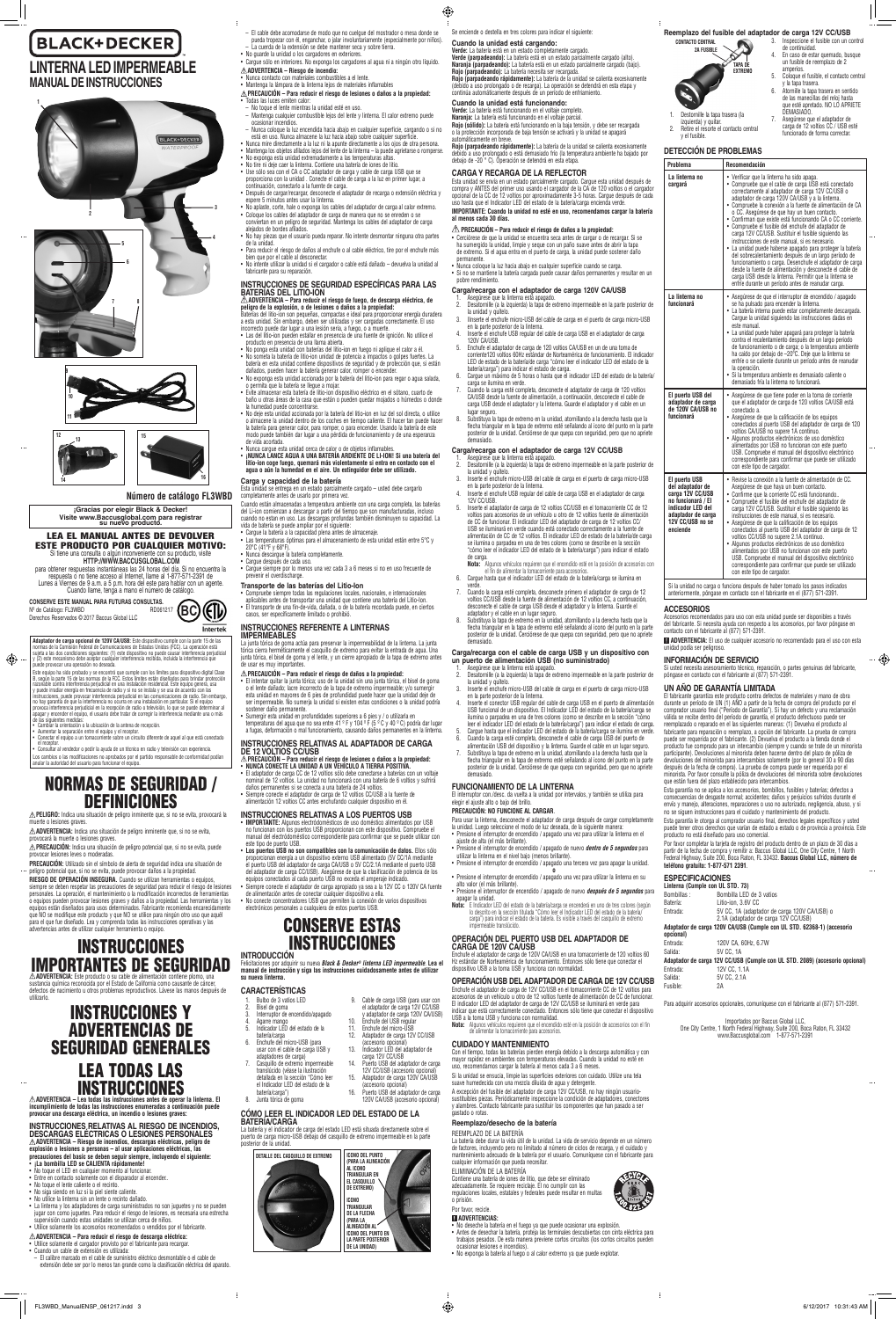# BLACK+DECKER

# LINTERNA LED IMPERMEABLE
## MANUAL DE INSTRUCCIONES

**Número de catálogo FL3WBD**

**¡Gracias por elegir Black & Decker!**
**Visite www.Baccusglobal.com para registrar su nuevo producto.**

## LEA EL MANUAL ANTES DE DEVOLVER ESTE PRODUCTO POR CUALQUIER MOTIVO:

Si tiene una consulta o algún inconveniente con su producto, visite **HTTP://WWW.BACCUSGLOBAL.COM** para obtener respuestas instantáneas las 24 horas del día. Si no encuentra la respuesta o no tiene acceso a internet, llame al 1-877-571-2391 de Lunes a Viernes de 9 a.m. a 5 p.m. hora del este para hablar con un agente. Cuando llame, tenga a mano el número de catálogo.

**CONSERVE ESTE MANUAL PARA FUTURAS CONSULTAS.**
Nº de Catálogo: FL3WBD RD061217
Derechos Reservados © 2017 Baccus Global LLC

Intertek

**Adaptador de carga opcional de 120V CA/USB:** Este dispositivo cumple con la parte 15 de las normas de la Comisión Federal de Comunicaciones de Estados Unidos (FCC). La operación está sujeta a las dos condiciones siguientes: (1) este dispositivo no puede causar interferencia perjudicial y (2) este dispositivo debe aceptar cualquier interferencia recibida, incluida la interferencia que puede provocar una operación no deseada.

Este equipo ha sido probado y se encontró que cumple con los límites para dispositivo digital Clase B, según la parte 15 de las normas de la FCC. Estos límites están diseñados para brindar protección razonable contra interferencia perjudicial en una instalación residencial. Este equipo genera, usa y puede irradiar energía en frecuencia de radio y si no se instala y se usa de acuerdo con las instrucciones, puede causar interferencia perjudicial en las comunicaciones de radio. Sin embargo, no hay garantía de que la interferencia no ocurra en una instalación en particular. Si el equipo provoca interferencia perjudicial en la recepción de radio o televisión, lo que se puede determinar al apagar y encender el equipo, el usuario debe tratar de corregir la interferencia mediante una o más de las siguientes medidas:
- Cambiar la orientación o la ubicación de la antena de recepción.
- Aumentar la separación entre el equipo y el receptor.
- Conectar el equipo a un tomacorriente sobre un circuito diferente de aquel al que está conectado el receptor.
- Consultar al vendedor o pedir la ayuda de un técnico en radio y televisión con experiencia.

Los cambios o las modificaciones no aprobados por el partido responsable de conformidad podían anular la autoridad del usuario para funcionar el equipo.

# NORMAS DE SEGURIDAD / DEFINICIONES

⚠ **PELIGRO:** Indica una situación de peligro inminente que, si no se evita, provocará la muerte o lesiones graves.

⚠ **ADVERTENCIA:** Indica una situación de peligro inminente que, si no se evita, provocará la muerte o lesiones graves.

⚠ **PRECAUCIÓN:** Indica una situación de peligro potencial que, si no se evita, puede provocar lesiones leves o moderadas.

**PRECAUCIÓN:** Utilizado sin el símbolo de alerta de seguridad indica una situación de peligro potencial que, si no se evita, puede provocar daños a la propiedad.

**RIESGO DE OPERACIÓN INSEGURA.** Cuando se utilizan herramientas o equipos, siempre se deben respetar las precauciones de seguridad para reducir el riesgo de lesiones personales. La operación, el mantenimiento o la modificación incorrectos de herramientas o equipos pueden provocar lesiones graves y daños a la propiedad. Las herramientas y los equipos están diseñados para usos determinados. Fabricante recomienda encarecidamente que NO se modifique este producto y que NO se utilice para ningún otro uso que aquél para el que fue diseñado. Lea y comprenda todas las instrucciones operativas y las advertencias antes de utilizar cualquier herramienta o equipo.

# INSTRUCCIONES IMPORTANTES DE SEGURIDAD

⚠ **ADVERTENCIA:** Este producto o su cable de alimentación contiene plomo, una sustancia química reconocida por el Estado de California como causante de cáncer, defectos de nacimiento u otros problemas reproductivos. Lávese las manos después de utilizarlo.

# INSTRUCCIONES Y ADVERTENCIAS DE SEGURIDAD GENERALES LEA TODAS LAS INSTRUCCIONES

⚠ **ADVERTENCIA – Lea todas las instrucciones antes de operar la linterna. El incumplimiento de todas las instrucciones enumeradas a continuación puede provocar una descarga eléctrica, un incendio o lesiones graves:**

### INSTRUCCIONES RELATIVAS AL RIESGO DE INCENDIOS, DESCARGAS ELÉCTRICAS O LESIONES PERSONALES

⚠ **ADVERTENCIA – Riesgo de incendios, descargas eléctricas, peligro de explosión o lesiones a personas – al usar aplicaciones eléctricas, las precauciones del básico se deben seguir siempre, incluyendo el siguiente:**
- **¡La bombilla LED se CALIENTA rápidamente!**
- No toque el LED en cualquier momento al funcionar.
- Entre en contacto solamente con el disparador al encender.
- No toque el lente caliente o el recinto.
- No siga siendo en luz si la piel siente caliente.
- No utilice la linterna sin un lente o recinto dañado.
- La linterna y los adaptadores de carga suministrados no son juguetes y no se pueden jugar con como juguetes. Para reducir el riesgo de lesiones, es necesaria una estrecha supervisión cuando estas unidades se utilizan cerca de niños.
- Utilice solamente los accesorios recomendados o vendidos por el fabricante.

⚠ **ADVERTENCIA – Para reducir el riesgo de descarga eléctrica:**
- Utilice solamente el cargador provisto por el fabricante para recargar.
- Cuando un cable de extensión es utilizado:
  – El calibre marcado en el cable de suministro eléctrico desmontable o el cable de extensión debe ser por lo menos tan grande como la clasificación eléctrica del aparato.
  – El cable debe acomodarse de modo que no cuelgue del mostrador o mesa donde se pueda tropezar con él, engancharlo, o jalar involuntariamente (especialmente por niños).
  – La cuerda de la extensión se debe mantener seca y sobre tierra.
- No guarde la unidad o los cargadores en exteriores.
- Cargue sólo en interiores. No exponga los cargadores al agua ni a ningún otro líquido.

⚠ **ADVERTENCIA – Riesgo de incendio:**
- Nunca contacto con materiales combustibles a el lente.
- Mantenga la lámpara de la linterna lejos de materiales inflamables

⚠ **PRECAUCIÓN – Para reducir el riesgo de lesiones o daños a la propiedad:**
- Todas las luces emiten calor:
  – No toque el lente mientras la unidad esté en uso.
  – Mantenga cualquier combustible lejos del lente y linterna. El calor extremo puede ocasionar incendios.
  – Nunca coloque la luz encendida hacia abajo en cualquier superficie, cargando o si no está en uso. Nunca almacene la luz hacia abajo sobre cualquier superficie.
- Nunca mire directamente a la luz ni la apunte directamente a los ojos de otra persona.
- Mantenga los objetos afilados lejos del lente de la linterna – la puede agrietarse o romperse.
- No exponga esta unidad extendidamente a las temperaturas altas.
- No tire ni deje caer la linterna. Contiene una batería de iones de litio.
- Use sólo sea con el CA o CC adaptador de carga y cable de carga USB que se proporciona con la unidad . Conecte el cable de carga a la luz en primer lugar, a continuación, conectarlo a la fuente de carga.
- Después de cargar/recargar, desconecte el adaptador de recarga o extensión eléctrica y espere 5 minutos antes usar la linterna.
- No aplaste, corte, hale o exponga los cables del adaptador de carga al calor extremo.
- Coloque los cables del adaptador de carga de manera que no se enreden o se conviertan en un peligro de seguridad. Mantenga los cables del adaptador de carga alejados de bordes afilados.
- No hay piezas que el usuario pueda reparar. No intente desmontar ninguna otra partes de la unidad.
- Para reducir el riesgo de daños al enchufe o al cable eléctrico, tire por el enchufe más bien que por el cable al desconectar.
- No intente utilizar la unidad si el cargador o cable está dañado – devuelva la unidad al fabricante para su reparación.

### INSTRUCCIONES DE SEGURIDAD ESPECÍFICAS PARA LAS BATERÍAS DEL LITIO-IÓN

⚠ **ADVERTENCIA – Para reducir el riesgo de fuego, de descarga eléctrica, de peligro de la explosión, o de lesiones o daños a la propiedad:**
Baterías del litio-ión son pequeñas, compactas e ideal para proporcionar energía duradera a esta unidad. Sin embargo, deben ser utilizadas y ser cargadas correctamente. El uso incorrecto puede dar lugar a una lesión seria, a fuego, o a muerte.
- Las del litio-ión pueden estallar en presencia de una fuente de ignición. No utilice el producto en presencia de una llama abierta.
- No ponga esta unidad con baterías del litio-ión en fuego ni aplique el calor a él.
- No someta la batería de litio-ión unidad de potencia a impactos o golpes fuertes. La batería en esta unidad contiene dispositivos de seguridad y de protección que, si están dañados, pueden hacer la batería generar calor, romper o encender.
- No exponga esta unidad accionada por la batería del litio-ión para regar o agua salada, o permita que la batería se llegue a mojar.
- Evite almacenar esta batería de litio-ión dispositivo eléctrico en el sótano, cuarto de baño u otras áreas de la casa que están o pueden quedar mojados o húmedos o donde la humedad puede concentrarse.
- No deje esta unidad accionada por la batería del litio-ión en luz del sol directo, o utilice o almacene la unidad dentro de los coches en tiempo caliente. El hacer tan puede hacer la batería para generar calor, para romper, o para encender. Usando la batería de este modo puede también dar lugar a una pérdida de funcionamiento y de una expectativa de vida acortada.
- Nunca cargue esta unidad cerca de calor o de objetos inflamables.
- **¡NUNCA LANCE AGUA A UNA BATERÍA ARDIENTE DE LI-ION! Si una batería del litio-ión coge fuego, quemará más violentamente si entra en contacto con el agua o aún la humedad en el aire. Un extinguidor debe ser utilizado.**

### Carga y capacidad de la batería

Esta unidad se entrega en un estado parcialmente cargado – usted debe cargarlo completamente antes de usarlo por primera vez.

Cuando están almacenadas a temperatura ambiente con una carga completa, las baterías del Li-ion comienzan a descargar a partir del tiempo que son manufacturadas, incluso cuando no estén en uso. Las descargas profundas también disminuyen su capacidad. La vida de batería se puede ampliar por el siguiente:
- Cargue la batería a la capacidad plena antes de almacenaje.
- Las temperaturas óptimas para el almacenamiento de esta unidad están entre 5°C y 20°C (41°F y 68°F).
- Nunca descargue la batería completamente.
- Cargue después de cada uso.
- Cargue siempre por lo menos una vez cada 3 a 6 meses si no en uso frecuente de prevenir el overdischarge.

### Transporte de las baterías del Litio-Ion
- Compruebe siempre todas las regulaciones locales, nacionales, e internacionales aplicables antes de transportar una unidad que contiene una batería del Litio-Ion.
- El transporte de una fin-de-vida, dañada, o de la batería recordada puede, en ciertos casos, ser específicamente limitado o prohibido.

### INSTRUCCIONES REFERENTE A LINTERNAS IMPERMEABLES

La junta tórica de goma actúa para preservar la impermeabilidad de la linterna. La junta tórica cierra herméticamente el casquillo de extremo para evitar la entrada de agua. Una junta tórica, el bisel de goma y el lente, y un cierre apropiado de la tapa de extremo antes de usar es muy importantes.

⚠ **PRECAUCIÓN – Para reducir el riesgo de lesiones o daños a la propiedad:**
- El intentar quitar la junta tórica; uso de la unidad sin una junta tórica, el bisel de goma o el lente dañado, tiene incorrecta de la tapa de extremo impermeable; y/o sumergir esta unidad en mayores de 6 pies de profundidad puede hacer que la unidad deje de ser impermeable. No sumerja la unidad si existen estas condiciones o la unidad podría sostener daño permanente.
- Sumergir esta unidad en profundidades superiores a 6 pies y / o utilizarla en temperaturas de agua que no sea entre 41° F y 104 ° F (5 °C y 40 °C) podría dar lugar a fugas, deformación o mal funcionamiento, causando daños permanentes en la linterna.

### INSTRUCCIONES RELATIVAS AL ADAPTADOR DE CARGA DE 12 VOLTIOS CC/USB

⚠ **PRECAUCIÓN – Para reducir el riesgo de lesiones o daños a la propiedad:**
- **NUNCA CONECTE LA UNIDAD A UN VEHÍCULO A TIERRA POSITIVA.**
- El adaptador de carga CC de 12 voltios sólo debe conectarse a baterías con un voltaje nominal de 12 voltios. La unidad no funcionará con una batería de 6 voltios y sufrirá daños permanentes si se conecta a una batería de 24 voltios.
- Siempre conecte el adaptador de carga de 12 voltios CC/USB a la fuente de alimentación de 12 voltios CC antes enchufando cualquier dispositivo en él.

### INSTRUCCIONES RELATIVAS A LOS PUERTOS USB
- **IMPORTANTE:** Algunos electrodomésticos de uso doméstico alimentados por USB no funcionan con los puertos USB proporcionan con este dispositivo. Compruebe el manual del electrodoméstico correspondiente para confirmar que se puede utilizar con este tipo de puerto USB.
- **Los puertos USB no son compatibles con la comunicación de datos.** Ellos sólo proporcionan energía a un dispositivo externo USB alimentado (5V CC/1A máximo) el puerto USB del adaptador de carga CA/USB o 5V CC/2.1A máximo el puerto USB del adaptador de carga CC/USB). Asegúrese de que la clasificación de potencia de los equipos conectados a cada puerto USB no exceda el amperaje indicado.
- Siempre conecte el adaptador de carga apropiado ya sea a 12V CC o 120V CA fuente de alimentación antes de conectar cualquier dispositivo a ella.
- No conecte concentradores USB que permiten la conexión de varios dispositivos electrónicos personales a cualquiera de estos puertos USB.

# CONSERVE ESTAS INSTRUCCIONES

## INTRODUCCIÓN

Felicitaciones por adquirir su nueva *Black & Decker® linterna LED impermeable*. **Lea el manual de instrucción y siga las instrucciones cuidadosamente antes de utilizar su nueva linterna.**

## CARACTERÍSTICAS

1. Bulbo de 3 vatios LED
2. Bisel de goma
3. Interruptor de encendido/apagado
4. Agarre mango
5. Indicador LED del estado de la batería/carga
6. Enchufe del micro-USB (para usar con el cable de carga USB y adaptadores de carga)
7. Casquillo de extremo impermeable translúcido (véase la instrucción detallada en la sección "Cómo leer el Indicador LED del estado de la batería/carga")
8. Junta tórica de goma
9. Cable de carga USB (para usar con el adaptador de carga 12V CC/USB y adaptador de carga 120V CA/USB)
10. Enchufe del USB regular
11. Enchufe del micro-USB
12. Adaptador de carga 12V CC/USB (accesorio opcional)
13. Indicador LED del adaptador de carga 12V CC/USB
14. Puerto USB del adaptador de carga 12V CC/USB (accesorio opcional)
15. Adaptador de carga 120V CA/USB (accesorio opcional)
16. Puerto USB del adaptador de carga 120V CA/USB (accesorio opcional)

### CÓMO LEER EL INDICADOR LED DEL ESTADO DE LA BATERÍA/CARGA

La batería y el indicador de carga del estado LED está situada directamente sobre el puerto de carga micro-USB debajo del casquillo de extremo translúcido en la parte posterior de la unidad.

DETALLE DEL CASQUILLO DE EXTREMO

ÍCONO DEL PUNTO (PARA LA ALINEACIÓN AL ÍCONO TRIANGULAR EN EL CASQUILLO DE EXTREMO)

ÍCONO TRIANGULAR DE LA FLECHA (PARA LA ALINEACIÓN AL ÍCONO DEL PUNTO EN LA PARTE POSTERIOR DE LA UNIDAD)

Se enciende 4 distintos los tres colores para indicar el siguiente:

**Cuando la unidad está cargando:**
**Verde:** La batería está en un estado completamente cargado.
**Verde (parpadeando):** La batería está en un estado parcialmente cargado (alto).
**Naranja (parpadeando):** La batería está en un estado parcialmente cargado (bajo).
**Rojo (parpadeando):** La batería necesita ser recargada.
**Rojo (parpadeando rápidamente):** La batería de la unidad se calienta excesivamente (debido a uso prolongado o de recarga). La operación se detendrá en esta etapa y continua automáticamente después de un período de enfriamiento.

**Cuando la unidad está funcionando:**
**Verde:** La batería está funcionando en el voltaje completo.
**Naranja:** La batería está funcionando en el voltaje parcial.
**Rojo (sólido):** La batería está funcionando en la baja tensión, y debe ser recargada o la protección incorporada de baja tensión se activará y la unidad se apagará automáticamente en breve.
**Rojo (parpadeando rápidamente):** La batería de la unidad se calienta excesivamente debido a uso prolongado o está demasiado frío (la temperatura ambiente ha bajado por debajo de -20 ° C). La operación se detendrá en esta etapa.

## CARGA Y RECARGA DE LA REFLECTOR

Esta unidad se envía en un estado parcialmente cargado. Cargue esta unidad después de compra y ANTES del primer uso usando el cargador de la CA de 120 voltios o el cargador opcional de la CC de 12 voltios por aproximadamente 3-5 horas. Cargue después de cada uso hasta que el Indicador LED del estado de la batería/carga enciende verde.
**IMPORTANTE: Cuando la unidad no esté en uso, recomendamos cargar la batería al menos cada 30 días.**

⚠ **PRECAUCIÓN – Para reducir el riesgo de daños a la propiedad:**
- Cerciórese de que la unidad se encuentra seca antes de cargar o de recargar. Si se ha sumergido la unidad, limpie y seque con un paño suave antes de abrir la tapa de extremo. Si el agua entra en el puerto de carga, la unidad puede sostener daño permanente.
- Nunca coloque la luz hacia abajo en cualquier superficie cuando se carga.
- Si no se mantiene la batería cargada puede causar daños permanentes y resultar en un pobre rendimiento.

### Carga/recarga con el adaptador de carga 120V CA/USB
1. Asegúrese que la linterna está apagado.
2. Desatornille (a la izquierda) la tapa de extremo impermeable en la parte posterior de la unidad y quítelo.
3. Inserte el enchufe micro-USB del cable de carga en el puerto de carga micro-USB en la parte posterior de la linterna.
4. Inserte el enchufe USB regular del cable de carga USB en el adaptador de carga 120V CA/USB.
5. Enchufe el adaptador de carga de 120 voltios CA/USB en un de una toma de corriente(120 voltios 60Hz) estándar de Norteamérica de funcionamiento. El indicador LED de estado de la batería/de carga (véase "cómo leer el indicador LED del estado de la batería/carga") para indicar el estado de carga.
6. Cargue un máximo de 5 horas o hasta que el indicador LED del estado de la batería/carga se ilumina en verde.
7. Cuando la carga esté completa, desconecte el adaptador de carga de 120 voltios CA/USB desde la fuente de alimentación, a continuación, desconecte el cable de carga USB desde el adaptador y la linterna. Guarde el adaptador y el cable en un lugar seguro.
8. Substituya la tapa de extremo en la unidad, atornillando a la derecha hasta que la flecha triangular en la tapa de extremo esté señalando al ícono del punto en la parte posterior de la unidad. Cerciórese de que quepan con seguridad, pero que no apriete demasiado.

### Carga/recarga con el adaptador de carga 12V CC/USB
1. Asegúrese que la linterna está apagado.
2. Desatornille (a la izquierda) la tapa de extremo impermeable en la parte posterior de la unidad y quítelo.
3. Inserte el enchufe micro-USB del cable de carga en el puerto de carga micro-USB en la parte posterior de la linterna.
4. Inserte el enchufe USB regular del cable de carga USB en el adaptador de carga 12V CC/USB.
5. Inserte el adaptador de carga de 12 voltios CC/USB en el tomacorriente CC de 12 voltios para accesorios de un vehículo u otro de 12 voltios fuente de alimentación de CC de función. El indicador LED del adaptador de carga de 12 voltios CC/USB se iluminará en verde para indicar que está conectado correctamente a la fuente de alimentación de CC de 12 voltios. El indicador LED de estado de la batería/de carga se ilumina o parpadea en una de tres colores (como se describe en la sección "cómo leer el indicador LED del estado de la batería/carga") para indicar el estado de carga.
   **Nota:** Algunos vehículos requieren que el encendido esté en la posición de accesorios con el fin de alimentar la tomacorriente para accesorios.
6. Cargue hasta que el indicador LED del estado de la batería/carga se ilumina en verde.
7. Cuando la carga esté completa, desconecte primero el adaptador de carga de 12 voltios CC/USB desde la fuente de alimentación de 12 voltios CC, a continuación, desconecte el cable de carga USB desde el adaptador y la linterna. Guarde el adaptador y el cable en un lugar seguro.
8. Substituya la tapa de extremo en la unidad, atornillando a la derecha hasta que la flecha triangular en la tapa de extremo esté señalando al ícono del punto en la parte posterior de la unidad. Cerciórese de que quepan con seguridad, pero que no apriete demasiado.

### Carga/recarga con el cable de carga USB y un dispositivo con un puerto de alimentación USB (no suministrado)
1. Asegúrese que la linterna está apagado.
2. Desatornille (a la izquierda) la tapa de extremo impermeable en la parte posterior de la unidad y quítelo.
3. Inserte el enchufe micro-USB del cable de carga en el puerto de carga micro-USB en la parte posterior de la linterna.
4. Inserte el conector USB regular del cable de carga USB en el puerto de alimentación USB funcional de un dispositivo. El indicador LED del estado de la batería/carga se ilumina o parpadea en uno de tres colores (véase "cómo leer el Indicador LED del estado de la batería/carga") para indicar el estado de carga.
5. Cargue hasta que el indicador LED del estado de la batería/carga se ilumina en verde.
6. Cuando la carga esté completa, desconecte el cable de carga USB del puerto de alimentación USB del dispositivo y la linterna. Guarde el cable en un lugar seguro.
7. Substituya la tapa de extremo en la unidad, atornillando a la derecha hasta que la flecha triangular en la tapa de extremo esté señalando al ícono del punto en la parte posterior de la unidad. Cerciórese de que quepan con seguridad, pero que no apriete demasiado.

## FUNCIONAMIENTO DE LA LINTERNA

El interruptor con/desc. da vuelta a la unidad por intervalos, y también se utiliza para elegir el ajuste alto o bajo del brillo.
**PRECAUCIÓN: NO FUNCIONE AL CARGAR.**
Para usar la linterna, desconecte el adaptador de carga después de cargar completamente la unidad. Luego seleccione el modo de luz deseada, de la siguiente manera:
- Presione el interruptor de encendido / apagado una vez para utilizar la linterna en el ajuste de alta (el más brillante).
- Presione el interruptor de encendido / apagado de nuevo **dentro de 5 segundos** para utilizar la linterna en el nivel bajo (menos brillante).
- Presione el interruptor de encendido / apagado una tercera vez para apagar la unidad. o
- Presione el interruptor de encendido / apagado una vez para utilizar la linterna en su alto valor (el más brillante).
- Presione el interruptor de encendido / apagado de nuevo **después de 5 segundos** para apagar la unidad.

**Nota:** El indicador LED del estado de la batería/carga se encenderá en uno de tres colores (según lo descrito en la sección titulada "Cómo leer el indicador LED del estado de la batería/carga") para indicar el estado de la batería. Es visible a través del casquillo de extremo impermeable translúcido.

## OPERACIÓN DEL PUERTO USB DEL ADAPTADOR DE CARGA DE CA/USB

Enchufe el adaptador de carga de 120V CA/USB en una tomacorriente de 120 voltios 60 Hz estándar de Norteamérica de funcionamiento. Entonces sólo tiene que conectar el dispositivo USB a la toma USB y funciona con normalidad.

## OPERACIÓN USB DEL ADAPTADOR DE CARGA DE 12V CC/USB

Enchufe el adaptador de carga de 12V CC/USB en el tomacorriente CC de 12 voltios para accesorios de un vehículo u otro de 12 voltios fuente de alimentación de CC de función. El indicador LED del adaptador de carga de 12 voltios CC/USB se iluminará en verde para indicar que está conectado correctamente a la fuente de alimentación de CC de 12 voltios. Entonces sólo tiene que conectar el dispositivo USB a la toma USB y funciona con normalidad.
**Nota:** Algunos vehículos requieren que el encendido esté en la posición de accesorios con el fin de alimentar la tomacorriente para accesorios.

## CUIDADO Y MANTENIMIENTO

Con el tiempo, todas las baterías pierden energía debido a la descarga automática y con mayor rapidez en ambientes con temperaturas elevadas. Cuando la unidad no esté en uso, recomendamos cargar la batería al menos cada 3 a 6 meses.

Si la unidad se ensucia, limpie las superficies exteriores con cuidado. Utilice una tela suave humedecida con una mezcla diluida de agua y detergente.

A excepción del fusible del adaptador de carga 12V CC/USB, no hay ningún usuario-sustituibles piezas. Periódicamente inspeccione la condición de adaptadores, conectores y alambres. Contacte los servicios del fabricante para componentes que han pasado a ser gastado o rotas.

### Reemplazo/desecho de la batería

REEMPLAZO DE LA BATERÍA
La batería debe durar la vida útil de la unidad. La vida de servicio depende en un número de factores, incluyendo pero no limitado al número de ciclos de recarga, y el cuidado y mantenimiento adecuado de la batería por el usuario. Comuníquese con el fabricante para cualquier información que pueda necesitar.

ELIMINACIÓN DE LA BATERÍA
Contiene una batería de iones de litio, que debe ser eliminado adecuadamente. Se requiere reciclaje. El no cumplir con las regulaciones locales, estatales y federales puede resultar en multas o prisión.

Por favor, recicle.

⚠ **ADVERTENCIAS:**
- No deseche la batería en el fuego ya que puede ocasionar una explosión.
- Antes de desechar la batería, proteja las terminales descubiertas con cinta eléctrica para trabajos pesados. De esta manera prevenir cortos circuitos (los cortos circuitos pueden ocasionar lesiones e incendios).
- No exponga la batería al fuego o al calor extremo ya que puede explotar.

### Reemplazo del fusible del adaptador de carga 12V CC/USB

CONTACTO CENTRAL
2A FUSIBLE
TAPA DE EXTREMO

1. Destornille la tapa trasera (la izquierda) y quitar.
2. Retire el resorte el contacto central y el fusible.
3. Inspeccione el fusible con un control de continuidad.
4. En caso de estar quemado, busque un fusible de reemplazo de 2 amperios.
5. Coloque el fusible, el contacto central y la tapa trasera.
6. Atornille la tapa trasera en el sentido de las manecillas del reloj hasta que esté apretado. NO LO APRIETE DEMASIADO.
7. Asegúrese que el adaptador de carga de 12 voltios CC / USB esté funcionando de forma correctae.

## DETECCIÓN DE PROBLEMAS

| Problema | Recomendación |
|---|---|
| **La linterna no cargará** | • Verificar que la linterna ha sido apaga.<br>• Compruebe que el cable de carga USB está conectado correctamente al adaptador de carga 12V CC/USB o adaptador de carga 120V CA/USB y a la linterna.<br>• Compruebe la conexión a la fuente de alimentación de CA o CC. Asegúrese de que hay un buen contacto.<br>• Confirman que existe está funcionando CA o CC corriente.<br>• Compruebe el fusible del enchufe del adaptador de carga 12V CC/USB. Sustituir el fusible siguiendo las instrucciones de este manual, si es necesario.<br>• La unidad puede haberse apagado para proteger la batería del sobrecalentamiento después de un largo período de funcionamiento o carga. Desenchufe el adaptador de carga desde la fuente de alimentación y desconecte el cable de carga USB desde la linterna. Permitir que la linterna se enfríe durante un período antes de reanudar carga. |
| **La linterna no funcionará** | • Asegúrese de que el interruptor de encendido / apagado se ha pulsado para encender la linterna.<br>• La batería interna puede estar completamente descargada. Cargue la unidad siguiendo las instrucciones dadas en este manual.<br>• La unidad puede haber apagará para proteger la batería contra el recalentamiento después de un largo período de funcionamiento o de carga; o la temperatura ambiente ha bajado por debajo de -20°C. Deje que la linterna se enfríe o se caliente durante un período antes de reanudar la operación.<br>• Si la temperatura ambiente es demasiado caliente o demasiado fría la linterna no funcionará. |
| **El puerto USB del adaptador de carga de 120V CA/USB no funciona** | • Asegúrese de que tiene poder en la toma de corriente que el adaptador de carga de 120 voltios CA/USB está conectado a.<br>• Asegúrese de que la calificación de los equipos conectados al puerto USB del adaptador de carga de 120 voltios CA/USB no supere 1A continuo.<br>• Algunos productos electrónicos de uso doméstico alimentados por USB no funcionan con este puerto USB. Compruebe el manual del dispositivo electrónico correspondiente para confirmar que puede ser utilizado con este tipo de cargador. |
| **El puerto USB del adaptador de carga 12V CC/USB no funcionará / El indicador LED del adaptador de carga 12V CC/USB no se enciende** | • Revise la conexión a la fuente de alimentación de CC. Asegúrese de que haya un buen contacto.<br>• Confirme que la corriente CC está funcionando.<br>• Compruebe el fusible del enchufe del adaptador de carga 12V CC/USB. Sustituir el fusible siguiendo las instrucciones de este manual, si es necesario.<br>• Asegúrese de que la calificación de los equipos conectados al puerto USB del adaptador de carga de 12 voltios CC/USB no supere 2.1A continuo.<br>• Algunos productos electrónicos de uso doméstico alimentados por USB no funcionan con este puerto USB. Compruebe el manual del dispositivo electrónico correspondiente para confirmar que puede ser utilizado con este tipo de cargador. |

Si la unidad no carga o funciona después de haber tomado los pasos indicados anteriormente, póngase en contacto con el fabricante en el (877) 571-2391.

## ACCESORIOS

Accesorios recomendados para uso con esta unidad puede ser disponibles a través del fabricante. Si necesita ayuda con respecto a los accesorios, por favor póngase en contacto con el fabricante al (877) 571-2391.

⚠ **ADVERTENCIA:** El uso de cualquier accesorio no recomendado para el uso con esta unidad podía ser peligroso.

## INFORMACIÓN DE SERVICIO

Si usted necesita asesoramiento técnico, reparación, o partes genuinas del fabricante, póngase en contacto con el fabricante al (877) 571-2391.

## UN AÑO DE GARANTÍA LIMITADA

El fabricante garantiza este producto contra defectos de materiales y mano de obra durante un período de UN (1) AÑO a partir de la fecha de compra del producto por el comprador usuario final ("Período de Garantía"). Si hay un defecto y una reclamación válida se recibe dentro del período de garantía, el producto defectuoso puede ser reemplazado o reparado en el las siguientes maneras: (1) Devuelva el producto al fabricante para reparación o reemplazo, a opción del fabricante. La prueba de compra puede ser requerida por el fabricante. (2) Devuelva el producto a la tienda donde el producto fue comprado para el intercambio (siempre y cuando se trate de un minorista participante). Devoluciones al minorista deben hacerse dentro del plazo de póliza de devoluciones del minorista para intercambios solamente (por lo general 30 a 90 días después de la fecha de compra). La prueba de compra puede ser requerida por el minorista. Por favor consulte la póliza de devoluciones del minorista sobre devoluciones que están fuera del plazo establecido para intercambios.

Esta garantía no se aplica a los accesorios, bombillos, fusibles y baterías; defectos a consecuencia de desgaste normal, accidentes; daños y perjuicios sufridos durante el envío y manejo, alteraciones, reparaciones o uso no autorizado, negligencia, abuso, y si no se siguen las instrucciones para el cuidado y mantenimiento del producto.

Esta garantía le otorga al comprador usuario final, derechos legales específicos y usted puede tener otros derechos que varían de estado a estado o de provincia a provincia. Este producto no está diseñado para uso comercial.

Por favor complete la tarjeta de registro del producto dentro de un plazo de 30 días a partir de la fecha de compra y remitir a: Baccus Global LLC, One City Centre, 1 North Federal Highway, Suite 200, Boca Raton, FL 33432. **Baccus Global LLC, número de teléfono gratuito: 1-877-571 2391**.

## ESPECIFICACIONES

**Linterna (Cumple con UL STD. 73)**

| | |
|---|---|
| Bombillas : | Bombilla LED de 3 vatios |
| Batería: | Litio-ión, 3.6V CC |
| Entrada: | 5V CC, 1A (adaptador de carga 120V CA/USB) o 2.1A (adaptador de carga 12V CC/USB) |

**Adaptador de carga 120V CA/USB (Cumple con UL STD. 62368-1) (accesorio opcional)**

| | |
|---|---|
| Entrada: | 120V CA, 60Hz, 6.7W |
| Salida: | 5V CC, 1A |

**Adaptador de carga 12V CC/USB (Cumple con UL STD. 2089) (accesorio opcional)**

| | |
|---|---|
| Entrada: | 12V CC, 1.1A |
| Salida: | 5V CC, 2.1A |
| Fusible: | 2A |

Para adquirir accesorios opcionales, comuníquese con el fabricante al (877) 571-2391.

Importados por Baccus Global LLC,
One City Centre, 1 North Federal Highway, Suite 200, Boca Raton, FL 33432
www.Baccusglobal.com 1-877-571-2391